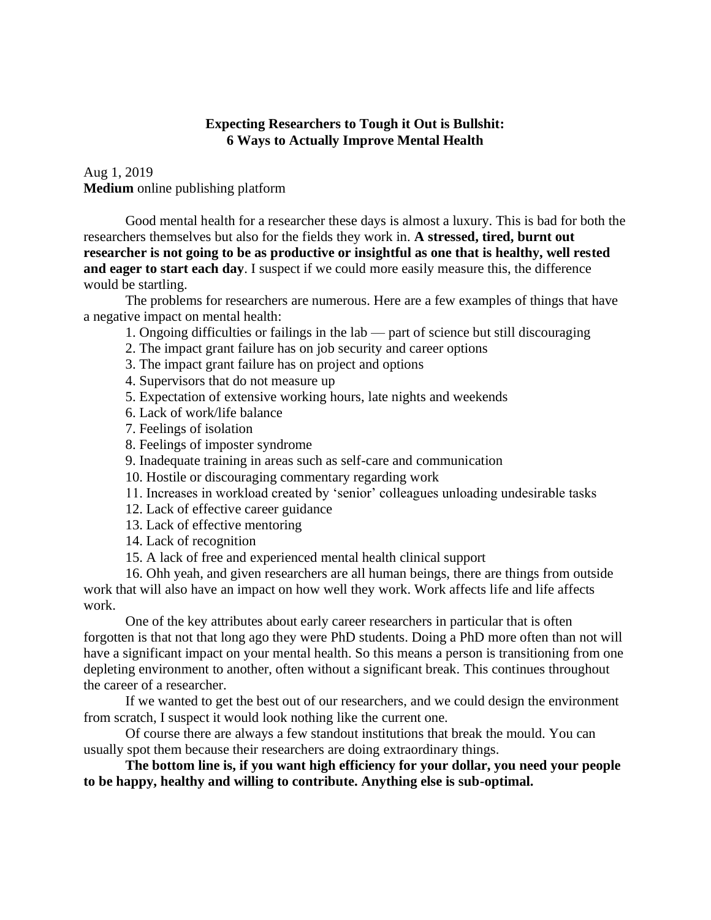# Expecting Researchers to Tough it Out is Bullshit: 6 Ways to Actually Improve Mental Health

Aug 1, 2019
**Medium** online publishing platform

Good mental health for a researcher these days is almost a luxury. This is bad for both the researchers themselves but also for the fields they work in. **A stressed, tired, burnt out researcher is not going to be as productive or insightful as one that is healthy, well rested and eager to start each day**. I suspect if we could more easily measure this, the difference would be startling.

The problems for researchers are numerous. Here are a few examples of things that have a negative impact on mental health:

1. Ongoing difficulties or failings in the lab — part of science but still discouraging
2. The impact grant failure has on job security and career options
3. The impact grant failure has on project and options
4. Supervisors that do not measure up
5. Expectation of extensive working hours, late nights and weekends
6. Lack of work/life balance
7. Feelings of isolation
8. Feelings of imposter syndrome
9. Inadequate training in areas such as self-care and communication
10. Hostile or discouraging commentary regarding work
11. Increases in workload created by 'senior' colleagues unloading undesirable tasks
12. Lack of effective career guidance
13. Lack of effective mentoring
14. Lack of recognition
15. A lack of free and experienced mental health clinical support
16. Ohh yeah, and given researchers are all human beings, there are things from outside work that will also have an impact on how well they work. Work affects life and life affects work.

One of the key attributes about early career researchers in particular that is often forgotten is that not that long ago they were PhD students. Doing a PhD more often than not will have a significant impact on your mental health. So this means a person is transitioning from one depleting environment to another, often without a significant break. This continues throughout the career of a researcher.

If we wanted to get the best out of our researchers, and we could design the environment from scratch, I suspect it would look nothing like the current one.

Of course there are always a few standout institutions that break the mould. You can usually spot them because their researchers are doing extraordinary things.

**The bottom line is, if you want high efficiency for your dollar, you need your people to be happy, healthy and willing to contribute. Anything else is sub-optimal.**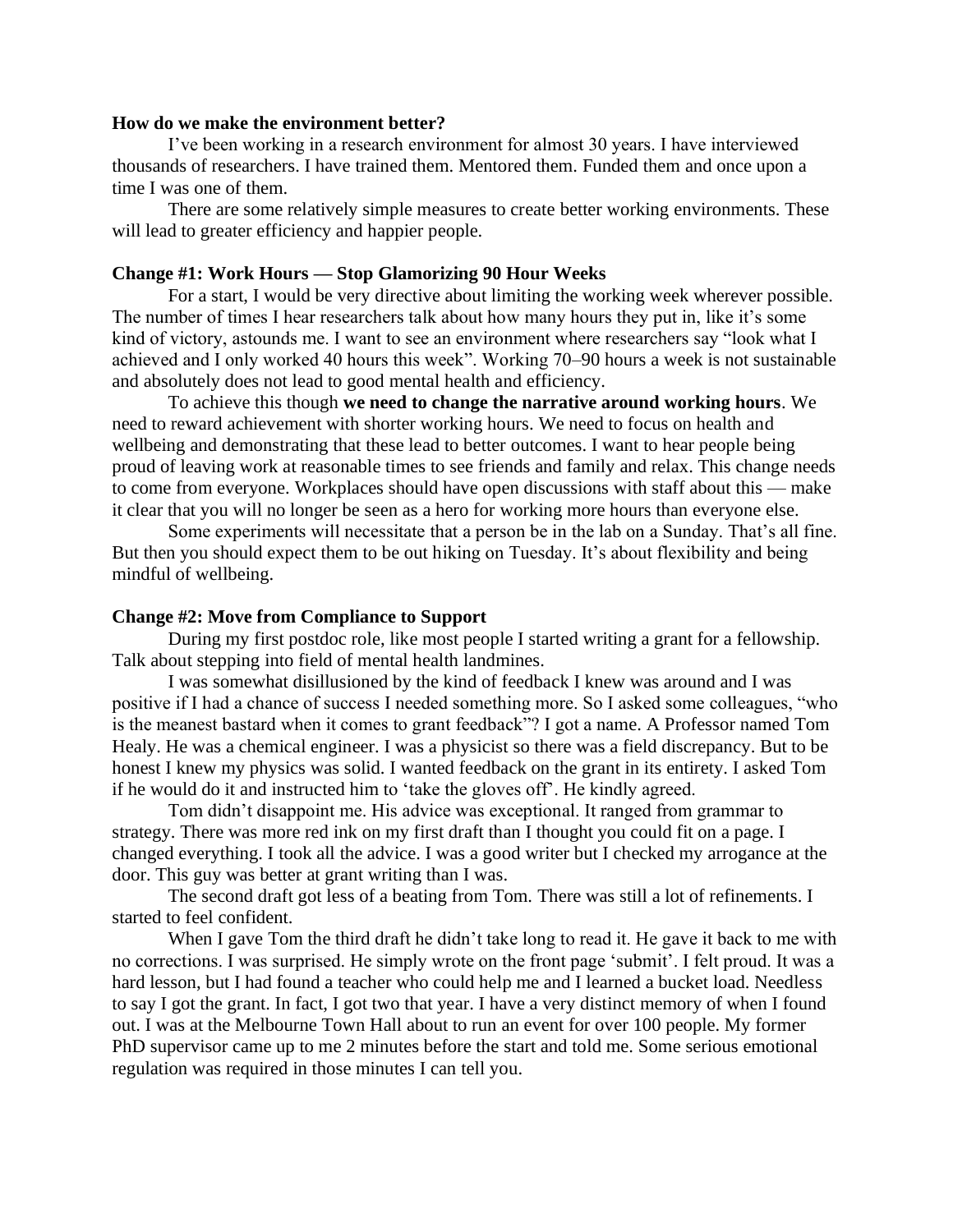**How do we make the environment better?**

I've been working in a research environment for almost 30 years. I have interviewed thousands of researchers. I have trained them. Mentored them. Funded them and once upon a time I was one of them.

There are some relatively simple measures to create better working environments. These will lead to greater efficiency and happier people.

**Change #1: Work Hours — Stop Glamorizing 90 Hour Weeks**

For a start, I would be very directive about limiting the working week wherever possible. The number of times I hear researchers talk about how many hours they put in, like it's some kind of victory, astounds me. I want to see an environment where researchers say "look what I achieved and I only worked 40 hours this week". Working 70–90 hours a week is not sustainable and absolutely does not lead to good mental health and efficiency.

To achieve this though **we need to change the narrative around working hours**. We need to reward achievement with shorter working hours. We need to focus on health and wellbeing and demonstrating that these lead to better outcomes. I want to hear people being proud of leaving work at reasonable times to see friends and family and relax. This change needs to come from everyone. Workplaces should have open discussions with staff about this — make it clear that you will no longer be seen as a hero for working more hours than everyone else.

Some experiments will necessitate that a person be in the lab on a Sunday. That's all fine. But then you should expect them to be out hiking on Tuesday. It's about flexibility and being mindful of wellbeing.

**Change #2: Move from Compliance to Support**

During my first postdoc role, like most people I started writing a grant for a fellowship. Talk about stepping into field of mental health landmines.

I was somewhat disillusioned by the kind of feedback I knew was around and I was positive if I had a chance of success I needed something more. So I asked some colleagues, "who is the meanest bastard when it comes to grant feedback"? I got a name. A Professor named Tom Healy. He was a chemical engineer. I was a physicist so there was a field discrepancy. But to be honest I knew my physics was solid. I wanted feedback on the grant in its entirety. I asked Tom if he would do it and instructed him to 'take the gloves off'. He kindly agreed.

Tom didn't disappoint me. His advice was exceptional. It ranged from grammar to strategy. There was more red ink on my first draft than I thought you could fit on a page. I changed everything. I took all the advice. I was a good writer but I checked my arrogance at the door. This guy was better at grant writing than I was.

The second draft got less of a beating from Tom. There was still a lot of refinements. I started to feel confident.

When I gave Tom the third draft he didn't take long to read it. He gave it back to me with no corrections. I was surprised. He simply wrote on the front page 'submit'. I felt proud. It was a hard lesson, but I had found a teacher who could help me and I learned a bucket load. Needless to say I got the grant. In fact, I got two that year. I have a very distinct memory of when I found out. I was at the Melbourne Town Hall about to run an event for over 100 people. My former PhD supervisor came up to me 2 minutes before the start and told me. Some serious emotional regulation was required in those minutes I can tell you.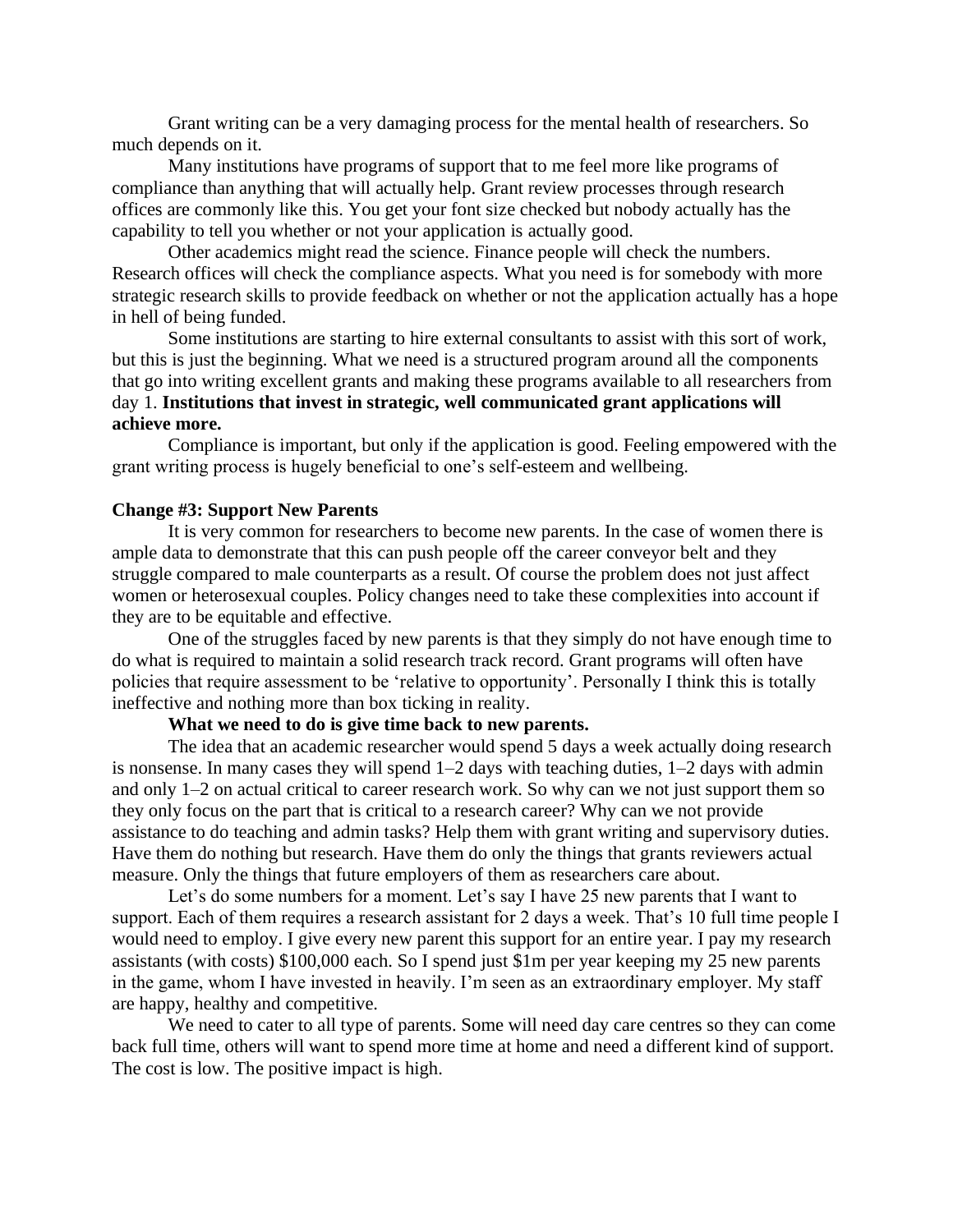Grant writing can be a very damaging process for the mental health of researchers. So much depends on it.

Many institutions have programs of support that to me feel more like programs of compliance than anything that will actually help. Grant review processes through research offices are commonly like this. You get your font size checked but nobody actually has the capability to tell you whether or not your application is actually good.

Other academics might read the science. Finance people will check the numbers. Research offices will check the compliance aspects. What you need is for somebody with more strategic research skills to provide feedback on whether or not the application actually has a hope in hell of being funded.

Some institutions are starting to hire external consultants to assist with this sort of work, but this is just the beginning. What we need is a structured program around all the components that go into writing excellent grants and making these programs available to all researchers from day 1. **Institutions that invest in strategic, well communicated grant applications will achieve more.**

Compliance is important, but only if the application is good. Feeling empowered with the grant writing process is hugely beneficial to one's self-esteem and wellbeing.

**Change #3: Support New Parents**

It is very common for researchers to become new parents. In the case of women there is ample data to demonstrate that this can push people off the career conveyor belt and they struggle compared to male counterparts as a result. Of course the problem does not just affect women or heterosexual couples. Policy changes need to take these complexities into account if they are to be equitable and effective.

One of the struggles faced by new parents is that they simply do not have enough time to do what is required to maintain a solid research track record. Grant programs will often have policies that require assessment to be 'relative to opportunity'. Personally I think this is totally ineffective and nothing more than box ticking in reality.

**What we need to do is give time back to new parents.**

The idea that an academic researcher would spend 5 days a week actually doing research is nonsense. In many cases they will spend 1–2 days with teaching duties, 1–2 days with admin and only 1–2 on actual critical to career research work. So why can we not just support them so they only focus on the part that is critical to a research career? Why can we not provide assistance to do teaching and admin tasks? Help them with grant writing and supervisory duties. Have them do nothing but research. Have them do only the things that grants reviewers actual measure. Only the things that future employers of them as researchers care about.

Let's do some numbers for a moment. Let's say I have 25 new parents that I want to support. Each of them requires a research assistant for 2 days a week. That's 10 full time people I would need to employ. I give every new parent this support for an entire year. I pay my research assistants (with costs) $100,000 each. So I spend just $1m per year keeping my 25 new parents in the game, whom I have invested in heavily. I'm seen as an extraordinary employer. My staff are happy, healthy and competitive.

We need to cater to all type of parents. Some will need day care centres so they can come back full time, others will want to spend more time at home and need a different kind of support. The cost is low. The positive impact is high.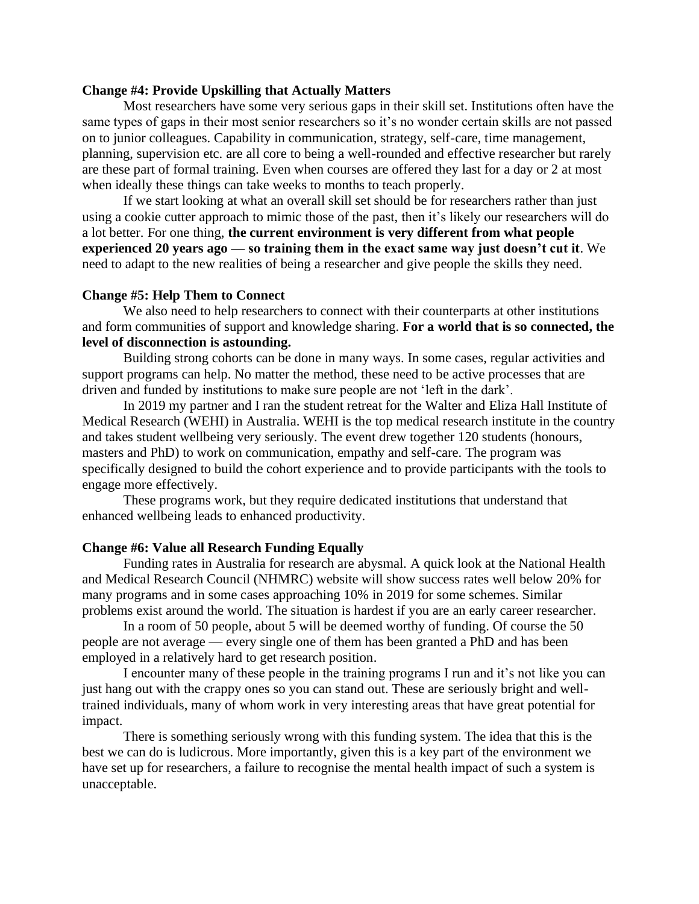**Change #4: Provide Upskilling that Actually Matters**

Most researchers have some very serious gaps in their skill set. Institutions often have the same types of gaps in their most senior researchers so it's no wonder certain skills are not passed on to junior colleagues. Capability in communication, strategy, self-care, time management, planning, supervision etc. are all core to being a well-rounded and effective researcher but rarely are these part of formal training. Even when courses are offered they last for a day or 2 at most when ideally these things can take weeks to months to teach properly.

If we start looking at what an overall skill set should be for researchers rather than just using a cookie cutter approach to mimic those of the past, then it's likely our researchers will do a lot better. For one thing, **the current environment is very different from what people experienced 20 years ago — so training them in the exact same way just doesn't cut it**. We need to adapt to the new realities of being a researcher and give people the skills they need.

**Change #5: Help Them to Connect**

We also need to help researchers to connect with their counterparts at other institutions and form communities of support and knowledge sharing. **For a world that is so connected, the level of disconnection is astounding.**

Building strong cohorts can be done in many ways. In some cases, regular activities and support programs can help. No matter the method, these need to be active processes that are driven and funded by institutions to make sure people are not 'left in the dark'.

In 2019 my partner and I ran the student retreat for the Walter and Eliza Hall Institute of Medical Research (WEHI) in Australia. WEHI is the top medical research institute in the country and takes student wellbeing very seriously. The event drew together 120 students (honours, masters and PhD) to work on communication, empathy and self-care. The program was specifically designed to build the cohort experience and to provide participants with the tools to engage more effectively.

These programs work, but they require dedicated institutions that understand that enhanced wellbeing leads to enhanced productivity.

**Change #6: Value all Research Funding Equally**

Funding rates in Australia for research are abysmal. A quick look at the National Health and Medical Research Council (NHMRC) website will show success rates well below 20% for many programs and in some cases approaching 10% in 2019 for some schemes. Similar problems exist around the world. The situation is hardest if you are an early career researcher.

In a room of 50 people, about 5 will be deemed worthy of funding. Of course the 50 people are not average — every single one of them has been granted a PhD and has been employed in a relatively hard to get research position.

I encounter many of these people in the training programs I run and it's not like you can just hang out with the crappy ones so you can stand out. These are seriously bright and well-trained individuals, many of whom work in very interesting areas that have great potential for impact.

There is something seriously wrong with this funding system. The idea that this is the best we can do is ludicrous. More importantly, given this is a key part of the environment we have set up for researchers, a failure to recognise the mental health impact of such a system is unacceptable.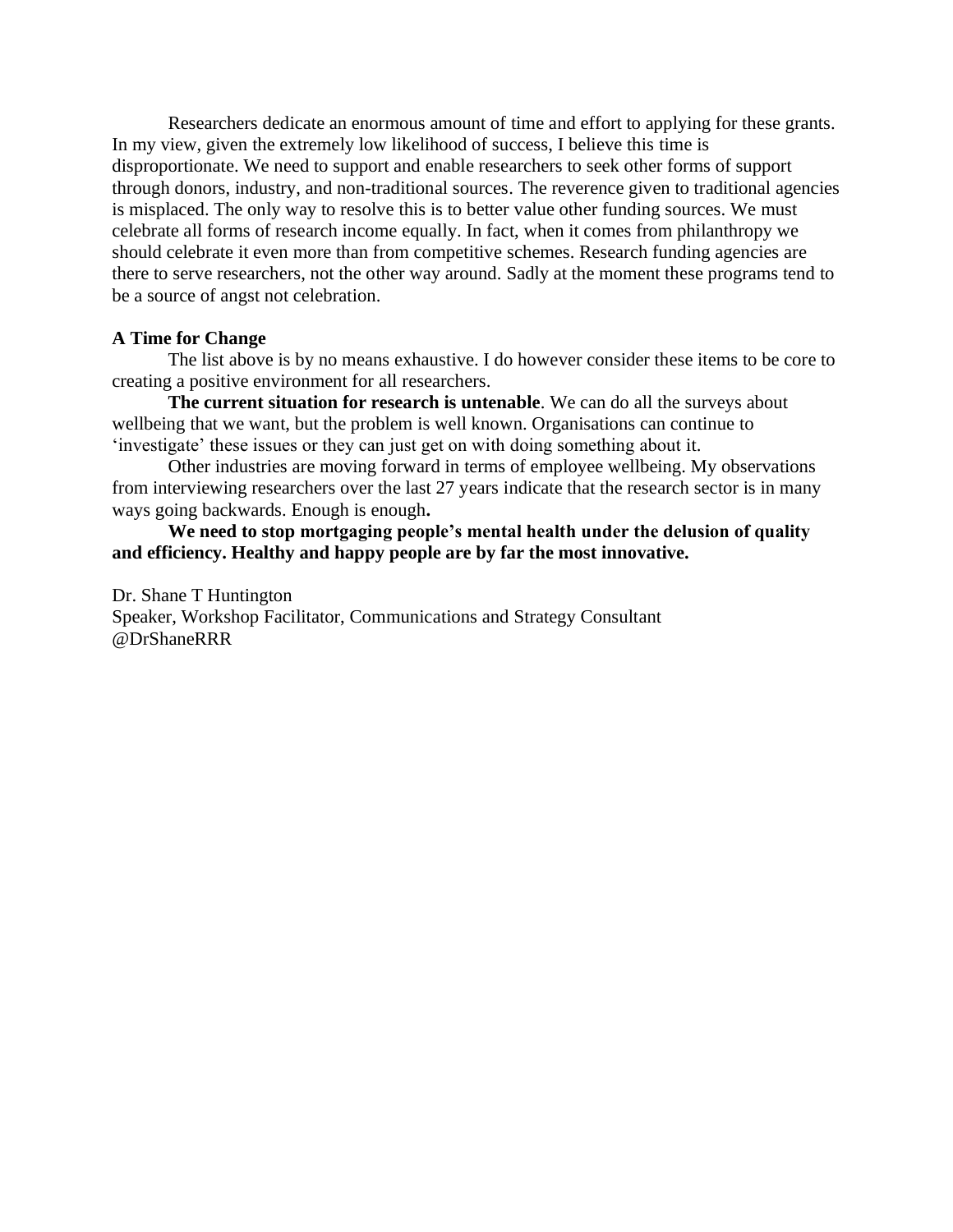Researchers dedicate an enormous amount of time and effort to applying for these grants. In my view, given the extremely low likelihood of success, I believe this time is disproportionate. We need to support and enable researchers to seek other forms of support through donors, industry, and non-traditional sources. The reverence given to traditional agencies is misplaced. The only way to resolve this is to better value other funding sources. We must celebrate all forms of research income equally. In fact, when it comes from philanthropy we should celebrate it even more than from competitive schemes. Research funding agencies are there to serve researchers, not the other way around. Sadly at the moment these programs tend to be a source of angst not celebration.

**A Time for Change**

The list above is by no means exhaustive. I do however consider these items to be core to creating a positive environment for all researchers.

**The current situation for research is untenable**. We can do all the surveys about wellbeing that we want, but the problem is well known. Organisations can continue to 'investigate' these issues or they can just get on with doing something about it.

Other industries are moving forward in terms of employee wellbeing. My observations from interviewing researchers over the last 27 years indicate that the research sector is in many ways going backwards. Enough is enough**.**

**We need to stop mortgaging people's mental health under the delusion of quality and efficiency. Healthy and happy people are by far the most innovative.**

Dr. Shane T Huntington
Speaker, Workshop Facilitator, Communications and Strategy Consultant
@DrShaneRRR